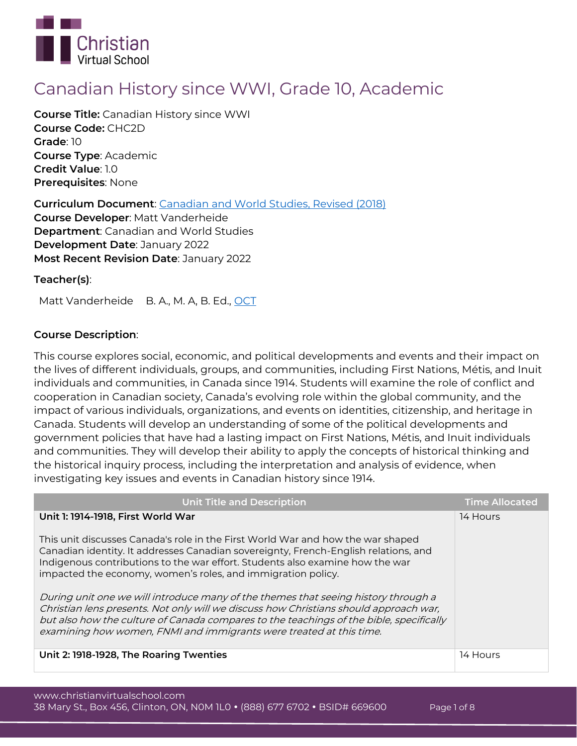Christian Virtual School

# Canadian History since WWI, Grade 10, Academic

**Course Title:** Canadian History since WWI
**Course Code:** CHC2D
**Grade**: 10
**Course Type**: Academic
**Credit Value**: 1.0
**Prerequisites**: None

**Curriculum Document**: Canadian and World Studies, Revised (2018)
**Course Developer**: Matt Vanderheide
**Department**: Canadian and World Studies
**Development Date**: January 2022
**Most Recent Revision Date**: January 2022

**Teacher(s)**:

Matt Vanderheide B. A., M. A, B. Ed., OCT

**Course Description**:

This course explores social, economic, and political developments and events and their impact on the lives of different individuals, groups, and communities, including First Nations, Métis, and Inuit individuals and communities, in Canada since 1914. Students will examine the role of conflict and cooperation in Canadian society, Canada's evolving role within the global community, and the impact of various individuals, organizations, and events on identities, citizenship, and heritage in Canada. Students will develop an understanding of some of the political developments and government policies that have had a lasting impact on First Nations, Métis, and Inuit individuals and communities. They will develop their ability to apply the concepts of historical thinking and the historical inquiry process, including the interpretation and analysis of evidence, when investigating key issues and events in Canadian history since 1914.

| Unit Title and Description | Time Allocated |
|---|---|
| **Unit 1: 1914-1918, First World War**<br><br>This unit discusses Canada's role in the First World War and how the war shaped Canadian identity. It addresses Canadian sovereignty, French-English relations, and Indigenous contributions to the war effort. Students also examine how the war impacted the economy, women's roles, and immigration policy.<br><br>*During unit one we will introduce many of the themes that seeing history through a Christian lens presents. Not only will we discuss how Christians should approach war, but also how the culture of Canada compares to the teachings of the bible, specifically examining how women, FNMI and immigrants were treated at this time.* | 14 Hours |
| **Unit 2: 1918-1928, The Roaring Twenties** | 14 Hours |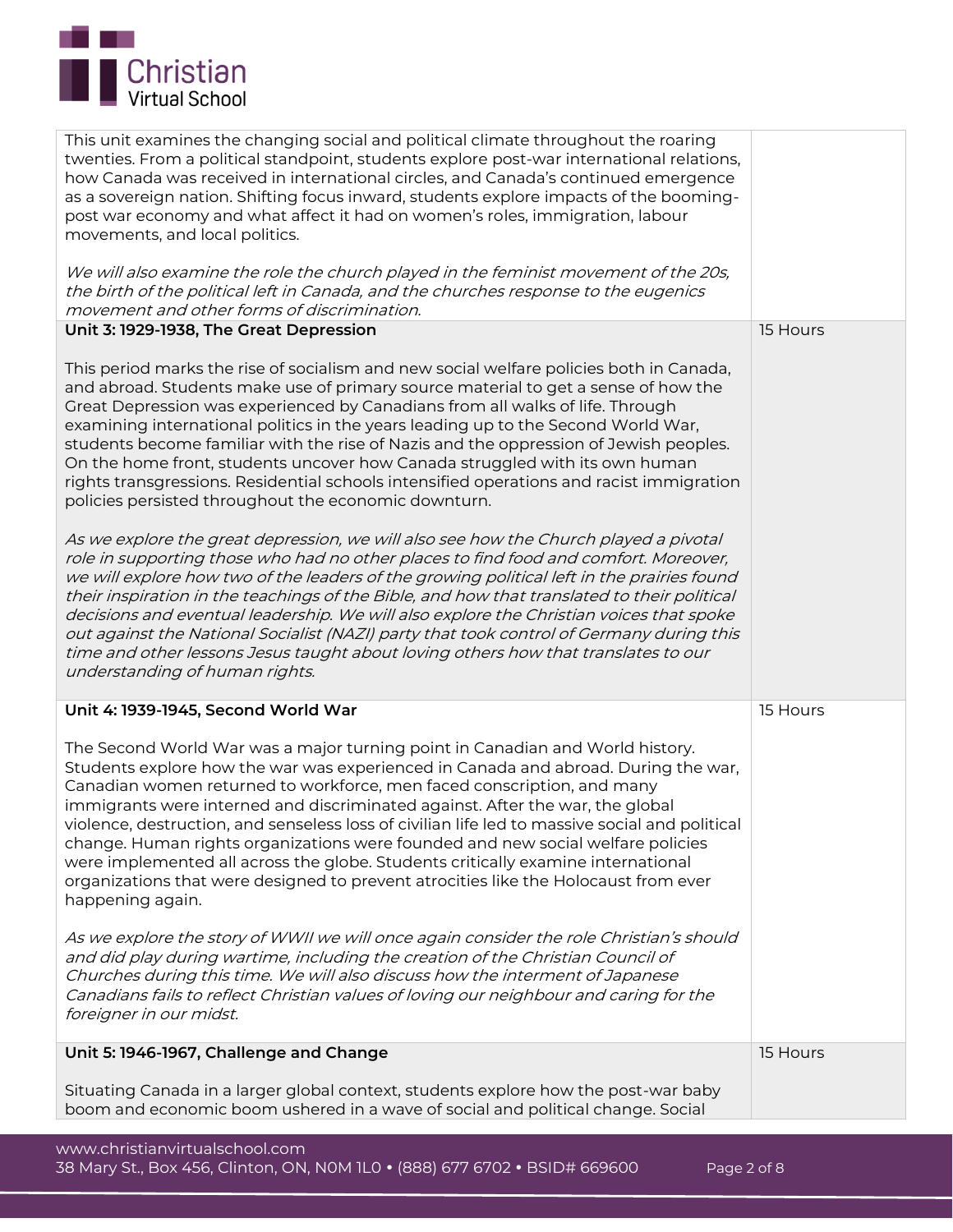| | |
|---|---|
| This unit examines the changing social and political climate throughout the roaring twenties. From a political standpoint, students explore post-war international relations, how Canada was received in international circles, and Canada's continued emergence as a sovereign nation. Shifting focus inward, students explore impacts of the booming-post war economy and what affect it had on women's roles, immigration, labour movements, and local politics.<br><br>*We will also examine the role the church played in the feminist movement of the 20s, the birth of the political left in Canada, and the churches response to the eugenics movement and other forms of discrimination.* | |
| **Unit 3: 1929-1938, The Great Depression**<br><br>This period marks the rise of socialism and new social welfare policies both in Canada, and abroad. Students make use of primary source material to get a sense of how the Great Depression was experienced by Canadians from all walks of life. Through examining international politics in the years leading up to the Second World War, students become familiar with the rise of Nazis and the oppression of Jewish peoples. On the home front, students uncover how Canada struggled with its own human rights transgressions. Residential schools intensified operations and racist immigration policies persisted throughout the economic downturn.<br><br>*As we explore the great depression, we will also see how the Church played a pivotal role in supporting those who had no other places to find food and comfort. Moreover, we will explore how two of the leaders of the growing political left in the prairies found their inspiration in the teachings of the Bible, and how that translated to their political decisions and eventual leadership. We will also explore the Christian voices that spoke out against the National Socialist (NAZI) party that took control of Germany during this time and other lessons Jesus taught about loving others how that translates to our understanding of human rights.* | 15 Hours |
| **Unit 4: 1939-1945, Second World War**<br><br>The Second World War was a major turning point in Canadian and World history. Students explore how the war was experienced in Canada and abroad. During the war, Canadian women returned to workforce, men faced conscription, and many immigrants were interned and discriminated against. After the war, the global violence, destruction, and senseless loss of civilian life led to massive social and political change. Human rights organizations were founded and new social welfare policies were implemented all across the globe. Students critically examine international organizations that were designed to prevent atrocities like the Holocaust from ever happening again.<br><br>*As we explore the story of WWII we will once again consider the role Christian's should and did play during wartime, including the creation of the Christian Council of Churches during this time. We will also discuss how the interment of Japanese Canadians fails to reflect Christian values of loving our neighbour and caring for the foreigner in our midst.* | 15 Hours |
| **Unit 5: 1946-1967, Challenge and Change**<br><br>Situating Canada in a larger global context, students explore how the post-war baby boom and economic boom ushered in a wave of social and political change. Social | 15 Hours |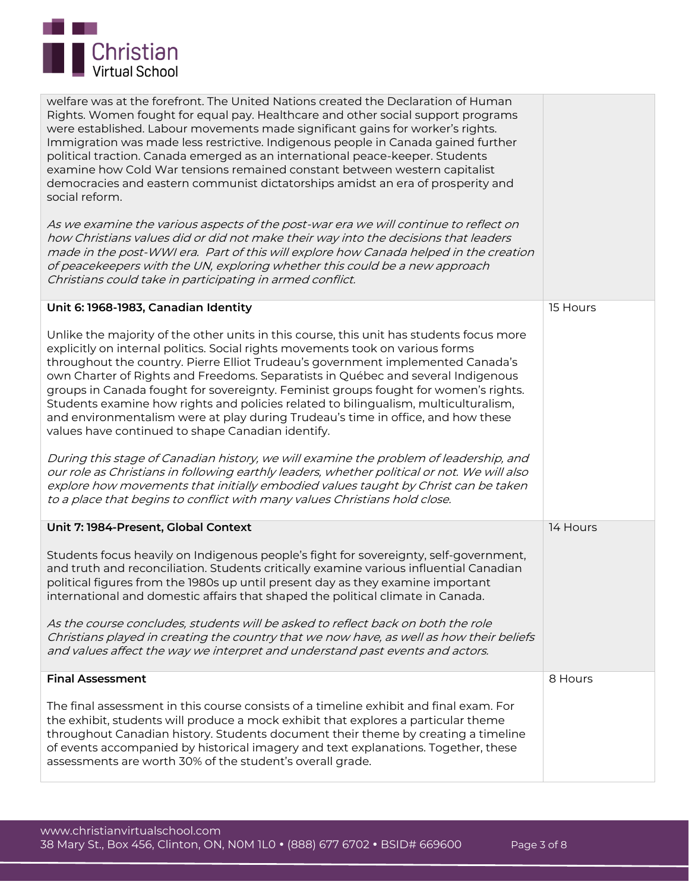| | |
|---|---|
| welfare was at the forefront. The United Nations created the Declaration of Human Rights. Women fought for equal pay. Healthcare and other social support programs were established. Labour movements made significant gains for worker's rights. Immigration was made less restrictive. Indigenous people in Canada gained further political traction. Canada emerged as an international peace-keeper. Students examine how Cold War tensions remained constant between western capitalist democracies and eastern communist dictatorships amidst an era of prosperity and social reform.<br><br>*As we examine the various aspects of the post-war era we will continue to reflect on how Christians values did or did not make their way into the decisions that leaders made in the post-WWI era. Part of this will explore how Canada helped in the creation of peacekeepers with the UN, exploring whether this could be a new approach Christians could take in participating in armed conflict.* | |
| **Unit 6: 1968-1983, Canadian Identity**<br><br>Unlike the majority of the other units in this course, this unit has students focus more explicitly on internal politics. Social rights movements took on various forms throughout the country. Pierre Elliot Trudeau's government implemented Canada's own Charter of Rights and Freedoms. Separatists in Québec and several Indigenous groups in Canada fought for sovereignty. Feminist groups fought for women's rights. Students examine how rights and policies related to bilingualism, multiculturalism, and environmentalism were at play during Trudeau's time in office, and how these values have continued to shape Canadian identify.<br><br>*During this stage of Canadian history, we will examine the problem of leadership, and our role as Christians in following earthly leaders, whether political or not. We will also explore how movements that initially embodied values taught by Christ can be taken to a place that begins to conflict with many values Christians hold close.* | 15 Hours |
| **Unit 7: 1984-Present, Global Context**<br><br>Students focus heavily on Indigenous people's fight for sovereignty, self-government, and truth and reconciliation. Students critically examine various influential Canadian political figures from the 1980s up until present day as they examine important international and domestic affairs that shaped the political climate in Canada.<br><br>*As the course concludes, students will be asked to reflect back on both the role Christians played in creating the country that we now have, as well as how their beliefs and values affect the way we interpret and understand past events and actors.* | 14 Hours |
| **Final Assessment**<br><br>The final assessment in this course consists of a timeline exhibit and final exam. For the exhibit, students will produce a mock exhibit that explores a particular theme throughout Canadian history. Students document their theme by creating a timeline of events accompanied by historical imagery and text explanations. Together, these assessments are worth 30% of the student's overall grade. | 8 Hours |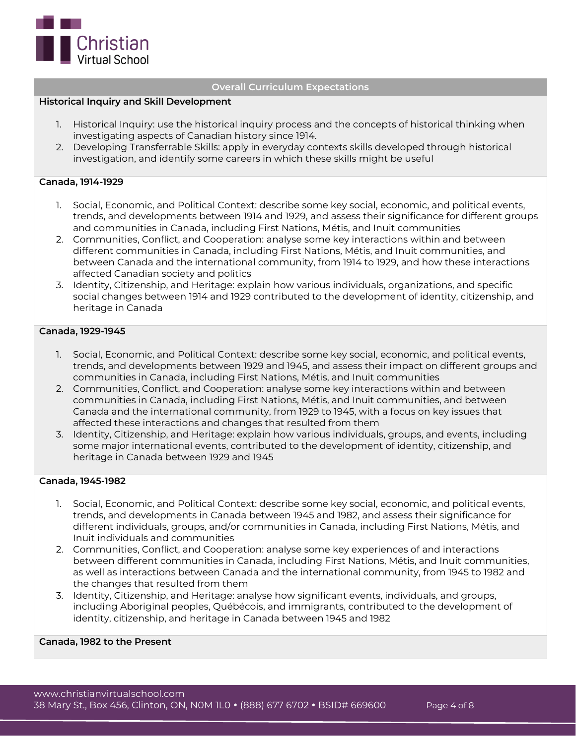## Overall Curriculum Expectations

### Historical Inquiry and Skill Development

1. Historical Inquiry: use the historical inquiry process and the concepts of historical thinking when investigating aspects of Canadian history since 1914.
2. Developing Transferrable Skills: apply in everyday contexts skills developed through historical investigation, and identify some careers in which these skills might be useful

### Canada, 1914-1929

1. Social, Economic, and Political Context: describe some key social, economic, and political events, trends, and developments between 1914 and 1929, and assess their significance for different groups and communities in Canada, including First Nations, Métis, and Inuit communities
2. Communities, Conflict, and Cooperation: analyse some key interactions within and between different communities in Canada, including First Nations, Métis, and Inuit communities, and between Canada and the international community, from 1914 to 1929, and how these interactions affected Canadian society and politics
3. Identity, Citizenship, and Heritage: explain how various individuals, organizations, and specific social changes between 1914 and 1929 contributed to the development of identity, citizenship, and heritage in Canada

### Canada, 1929-1945

1. Social, Economic, and Political Context: describe some key social, economic, and political events, trends, and developments between 1929 and 1945, and assess their impact on different groups and communities in Canada, including First Nations, Métis, and Inuit communities
2. Communities, Conflict, and Cooperation: analyse some key interactions within and between communities in Canada, including First Nations, Métis, and Inuit communities, and between Canada and the international community, from 1929 to 1945, with a focus on key issues that affected these interactions and changes that resulted from them
3. Identity, Citizenship, and Heritage: explain how various individuals, groups, and events, including some major international events, contributed to the development of identity, citizenship, and heritage in Canada between 1929 and 1945

### Canada, 1945-1982

1. Social, Economic, and Political Context: describe some key social, economic, and political events, trends, and developments in Canada between 1945 and 1982, and assess their significance for different individuals, groups, and/or communities in Canada, including First Nations, Métis, and Inuit individuals and communities
2. Communities, Conflict, and Cooperation: analyse some key experiences of and interactions between different communities in Canada, including First Nations, Métis, and Inuit communities, as well as interactions between Canada and the international community, from 1945 to 1982 and the changes that resulted from them
3. Identity, Citizenship, and Heritage: analyse how significant events, individuals, and groups, including Aboriginal peoples, Québécois, and immigrants, contributed to the development of identity, citizenship, and heritage in Canada between 1945 and 1982

### Canada, 1982 to the Present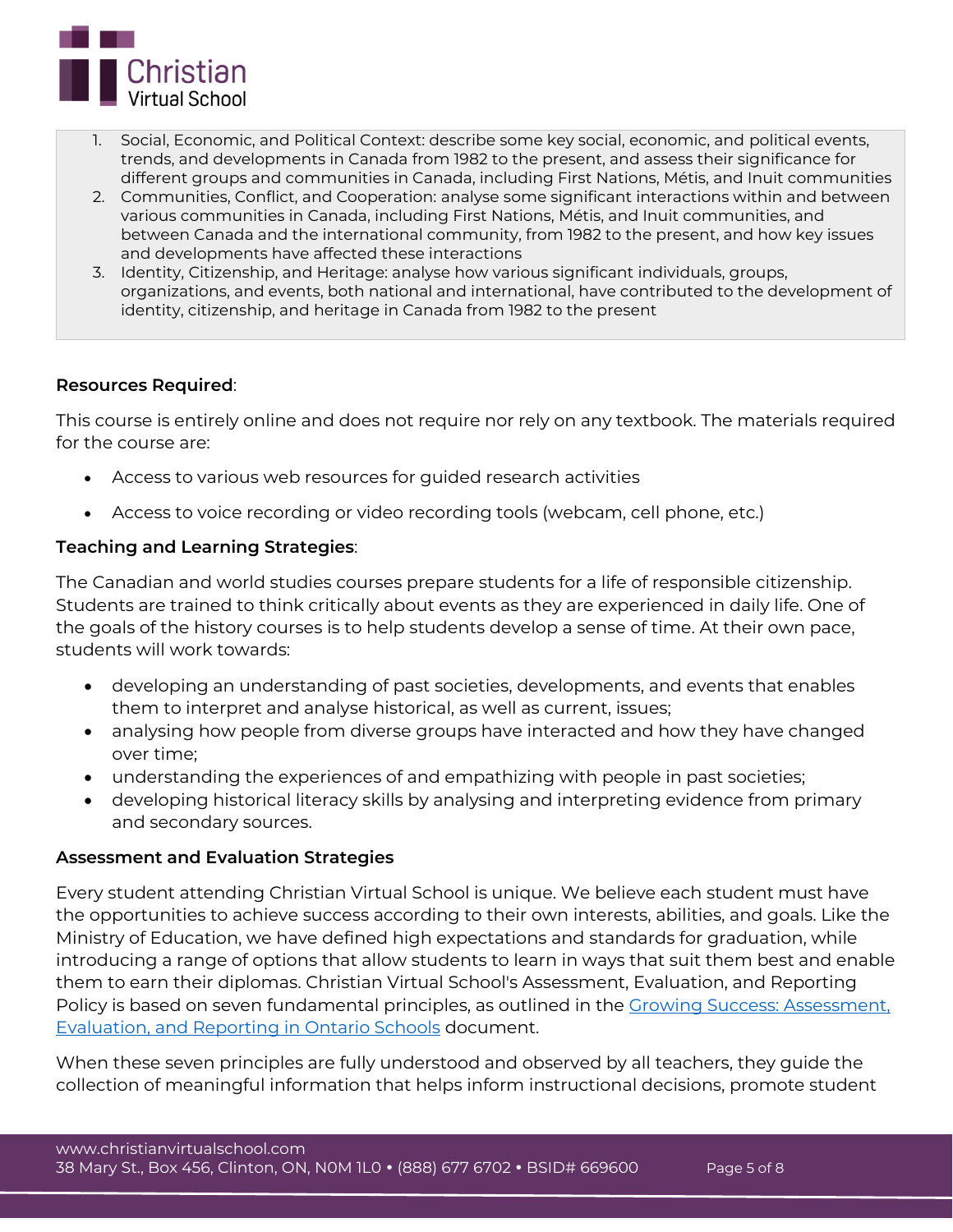1. Social, Economic, and Political Context: describe some key social, economic, and political events, trends, and developments in Canada from 1982 to the present, and assess their significance for different groups and communities in Canada, including First Nations, Métis, and Inuit communities
2. Communities, Conflict, and Cooperation: analyse some significant interactions within and between various communities in Canada, including First Nations, Métis, and Inuit communities, and between Canada and the international community, from 1982 to the present, and how key issues and developments have affected these interactions
3. Identity, Citizenship, and Heritage: analyse how various significant individuals, groups, organizations, and events, both national and international, have contributed to the development of identity, citizenship, and heritage in Canada from 1982 to the present

**Resources Required**:

This course is entirely online and does not require nor rely on any textbook. The materials required for the course are:

- Access to various web resources for guided research activities
- Access to voice recording or video recording tools (webcam, cell phone, etc.)

**Teaching and Learning Strategies**:

The Canadian and world studies courses prepare students for a life of responsible citizenship. Students are trained to think critically about events as they are experienced in daily life. One of the goals of the history courses is to help students develop a sense of time. At their own pace, students will work towards:

- developing an understanding of past societies, developments, and events that enables them to interpret and analyse historical, as well as current, issues;
- analysing how people from diverse groups have interacted and how they have changed over time;
- understanding the experiences of and empathizing with people in past societies;
- developing historical literacy skills by analysing and interpreting evidence from primary and secondary sources.

**Assessment and Evaluation Strategies**

Every student attending Christian Virtual School is unique. We believe each student must have the opportunities to achieve success according to their own interests, abilities, and goals. Like the Ministry of Education, we have defined high expectations and standards for graduation, while introducing a range of options that allow students to learn in ways that suit them best and enable them to earn their diplomas. Christian Virtual School's Assessment, Evaluation, and Reporting Policy is based on seven fundamental principles, as outlined in the Growing Success: Assessment, Evaluation, and Reporting in Ontario Schools document.

When these seven principles are fully understood and observed by all teachers, they guide the collection of meaningful information that helps inform instructional decisions, promote student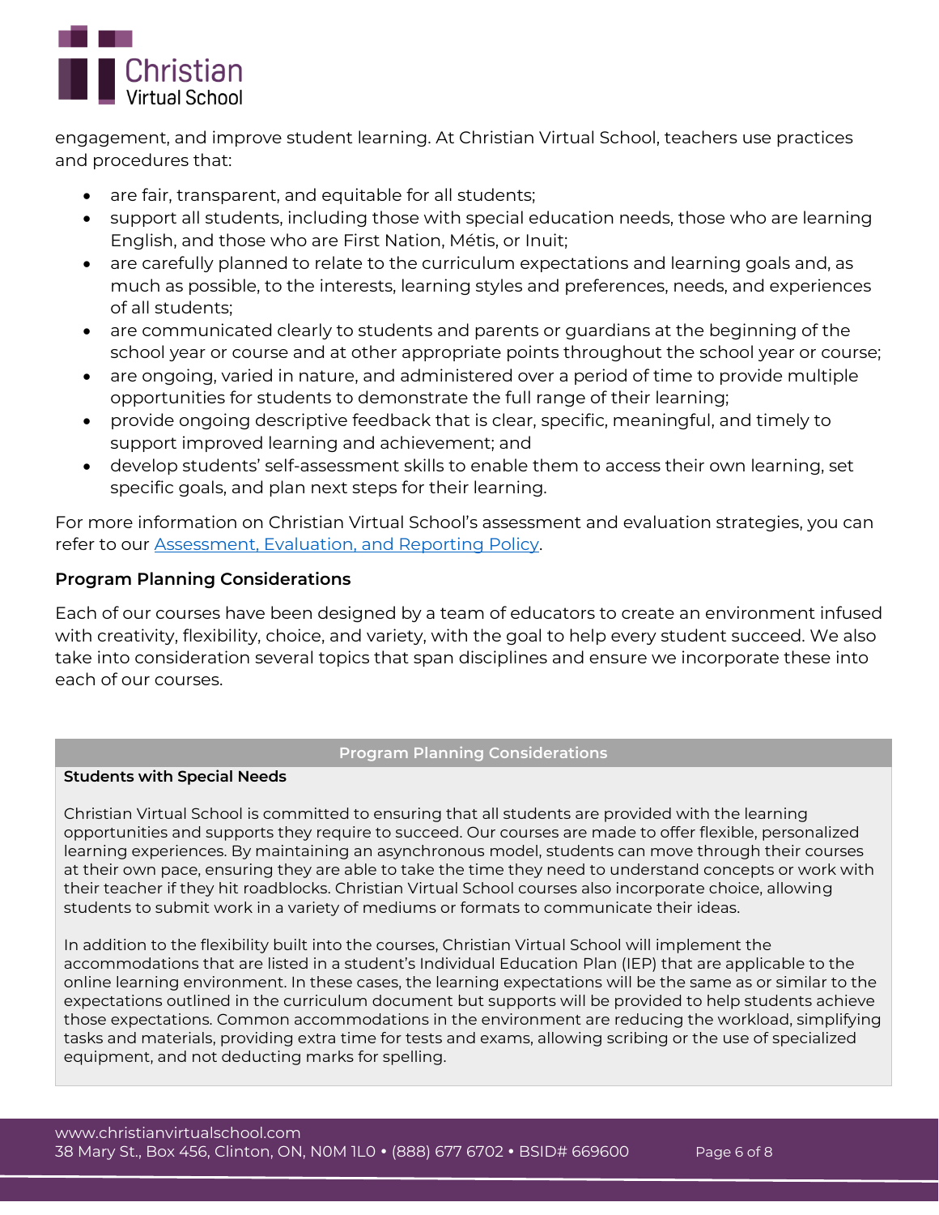engagement, and improve student learning. At Christian Virtual School, teachers use practices and procedures that:

- are fair, transparent, and equitable for all students;
- support all students, including those with special education needs, those who are learning English, and those who are First Nation, Métis, or Inuit;
- are carefully planned to relate to the curriculum expectations and learning goals and, as much as possible, to the interests, learning styles and preferences, needs, and experiences of all students;
- are communicated clearly to students and parents or guardians at the beginning of the school year or course and at other appropriate points throughout the school year or course;
- are ongoing, varied in nature, and administered over a period of time to provide multiple opportunities for students to demonstrate the full range of their learning;
- provide ongoing descriptive feedback that is clear, specific, meaningful, and timely to support improved learning and achievement; and
- develop students' self-assessment skills to enable them to access their own learning, set specific goals, and plan next steps for their learning.

For more information on Christian Virtual School's assessment and evaluation strategies, you can refer to our [Assessment, Evaluation, and Reporting Policy].

### Program Planning Considerations

Each of our courses have been designed by a team of educators to create an environment infused with creativity, flexibility, choice, and variety, with the goal to help every student succeed. We also take into consideration several topics that span disciplines and ensure we incorporate these into each of our courses.

| Program Planning Considerations |
| --- |
| **Students with Special Needs**<br><br>Christian Virtual School is committed to ensuring that all students are provided with the learning opportunities and supports they require to succeed. Our courses are made to offer flexible, personalized learning experiences. By maintaining an asynchronous model, students can move through their courses at their own pace, ensuring they are able to take the time they need to understand concepts or work with their teacher if they hit roadblocks. Christian Virtual School courses also incorporate choice, allowing students to submit work in a variety of mediums or formats to communicate their ideas.<br><br>In addition to the flexibility built into the courses, Christian Virtual School will implement the accommodations that are listed in a student's Individual Education Plan (IEP) that are applicable to the online learning environment. In these cases, the learning expectations will be the same as or similar to the expectations outlined in the curriculum document but supports will be provided to help students achieve those expectations. Common accommodations in the environment are reducing the workload, simplifying tasks and materials, providing extra time for tests and exams, allowing scribing or the use of specialized equipment, and not deducting marks for spelling. |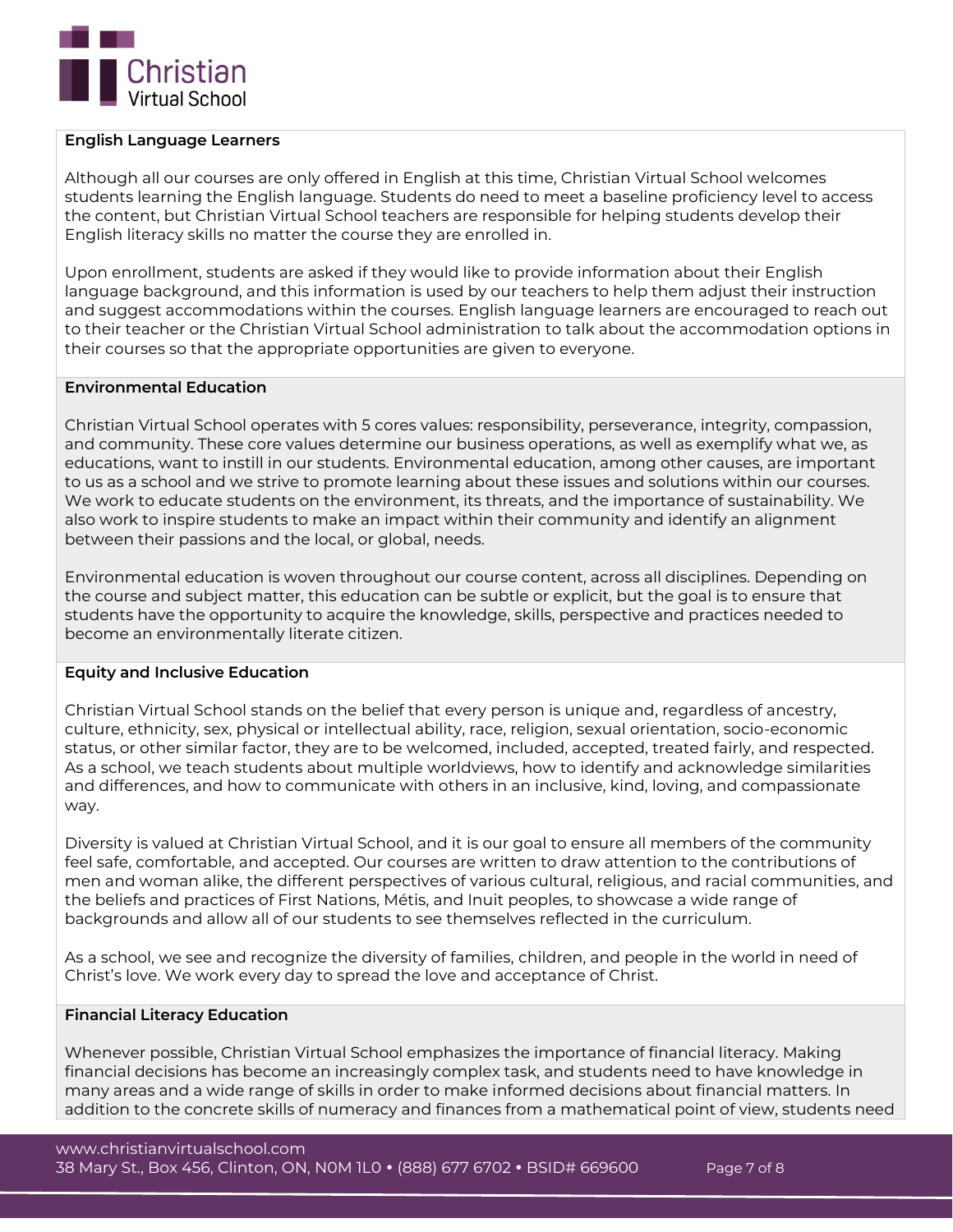### English Language Learners

Although all our courses are only offered in English at this time, Christian Virtual School welcomes students learning the English language. Students do need to meet a baseline proficiency level to access the content, but Christian Virtual School teachers are responsible for helping students develop their English literacy skills no matter the course they are enrolled in.

Upon enrollment, students are asked if they would like to provide information about their English language background, and this information is used by our teachers to help them adjust their instruction and suggest accommodations within the courses. English language learners are encouraged to reach out to their teacher or the Christian Virtual School administration to talk about the accommodation options in their courses so that the appropriate opportunities are given to everyone.

### Environmental Education

Christian Virtual School operates with 5 cores values: responsibility, perseverance, integrity, compassion, and community. These core values determine our business operations, as well as exemplify what we, as educations, want to instill in our students. Environmental education, among other causes, are important to us as a school and we strive to promote learning about these issues and solutions within our courses. We work to educate students on the environment, its threats, and the importance of sustainability. We also work to inspire students to make an impact within their community and identify an alignment between their passions and the local, or global, needs.

Environmental education is woven throughout our course content, across all disciplines. Depending on the course and subject matter, this education can be subtle or explicit, but the goal is to ensure that students have the opportunity to acquire the knowledge, skills, perspective and practices needed to become an environmentally literate citizen.

### Equity and Inclusive Education

Christian Virtual School stands on the belief that every person is unique and, regardless of ancestry, culture, ethnicity, sex, physical or intellectual ability, race, religion, sexual orientation, socio-economic status, or other similar factor, they are to be welcomed, included, accepted, treated fairly, and respected. As a school, we teach students about multiple worldviews, how to identify and acknowledge similarities and differences, and how to communicate with others in an inclusive, kind, loving, and compassionate way.

Diversity is valued at Christian Virtual School, and it is our goal to ensure all members of the community feel safe, comfortable, and accepted. Our courses are written to draw attention to the contributions of men and woman alike, the different perspectives of various cultural, religious, and racial communities, and the beliefs and practices of First Nations, Métis, and Inuit peoples, to showcase a wide range of backgrounds and allow all of our students to see themselves reflected in the curriculum.

As a school, we see and recognize the diversity of families, children, and people in the world in need of Christ's love. We work every day to spread the love and acceptance of Christ.

### Financial Literacy Education

Whenever possible, Christian Virtual School emphasizes the importance of financial literacy. Making financial decisions has become an increasingly complex task, and students need to have knowledge in many areas and a wide range of skills in order to make informed decisions about financial matters. In addition to the concrete skills of numeracy and finances from a mathematical point of view, students need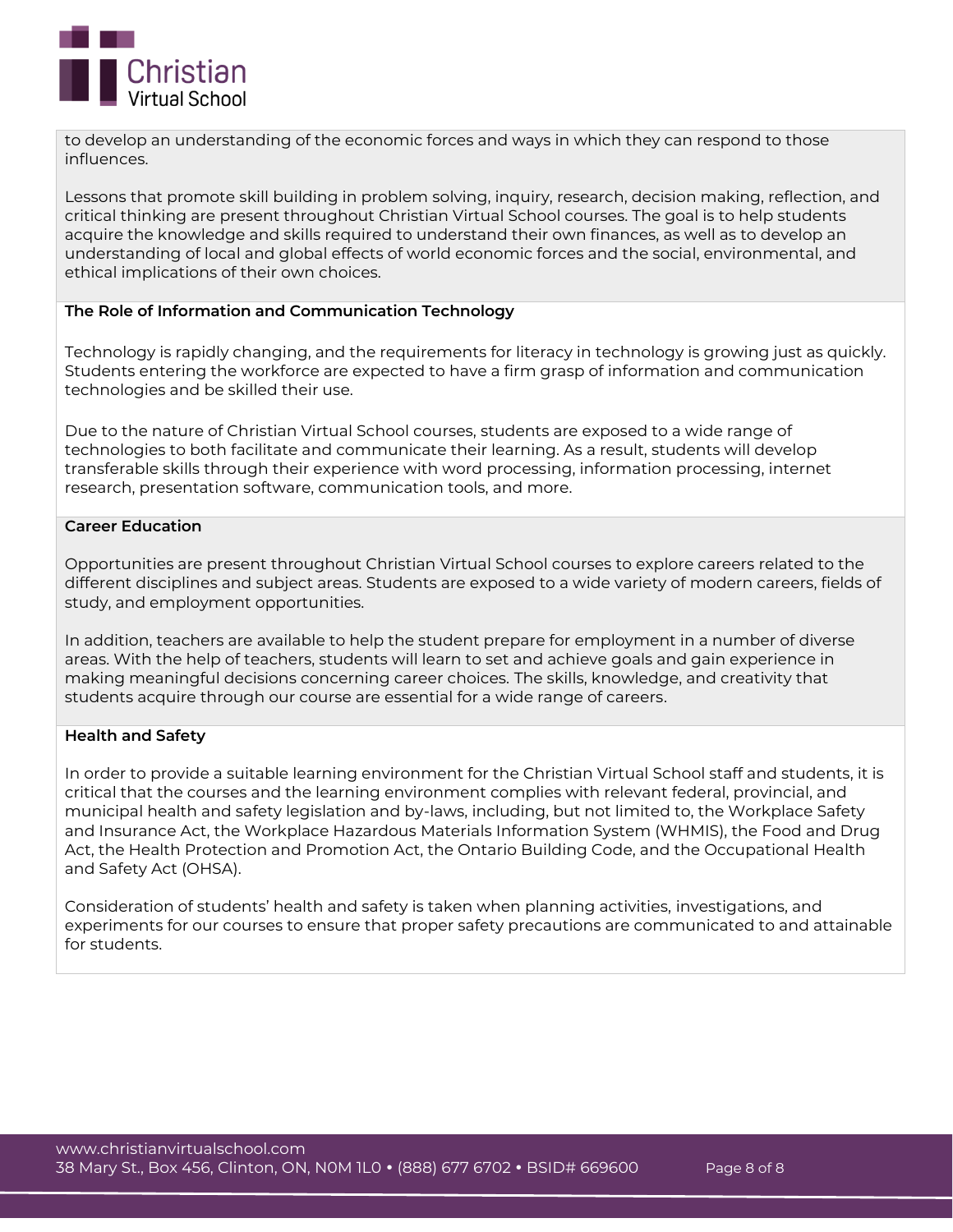to develop an understanding of the economic forces and ways in which they can respond to those influences.

Lessons that promote skill building in problem solving, inquiry, research, decision making, reflection, and critical thinking are present throughout Christian Virtual School courses. The goal is to help students acquire the knowledge and skills required to understand their own finances, as well as to develop an understanding of local and global effects of world economic forces and the social, environmental, and ethical implications of their own choices.

**The Role of Information and Communication Technology**

Technology is rapidly changing, and the requirements for literacy in technology is growing just as quickly. Students entering the workforce are expected to have a firm grasp of information and communication technologies and be skilled their use.

Due to the nature of Christian Virtual School courses, students are exposed to a wide range of technologies to both facilitate and communicate their learning. As a result, students will develop transferable skills through their experience with word processing, information processing, internet research, presentation software, communication tools, and more.

**Career Education**

Opportunities are present throughout Christian Virtual School courses to explore careers related to the different disciplines and subject areas. Students are exposed to a wide variety of modern careers, fields of study, and employment opportunities.

In addition, teachers are available to help the student prepare for employment in a number of diverse areas. With the help of teachers, students will learn to set and achieve goals and gain experience in making meaningful decisions concerning career choices. The skills, knowledge, and creativity that students acquire through our course are essential for a wide range of careers.

**Health and Safety**

In order to provide a suitable learning environment for the Christian Virtual School staff and students, it is critical that the courses and the learning environment complies with relevant federal, provincial, and municipal health and safety legislation and by-laws, including, but not limited to, the Workplace Safety and Insurance Act, the Workplace Hazardous Materials Information System (WHMIS), the Food and Drug Act, the Health Protection and Promotion Act, the Ontario Building Code, and the Occupational Health and Safety Act (OHSA).

Consideration of students' health and safety is taken when planning activities, investigations, and experiments for our courses to ensure that proper safety precautions are communicated to and attainable for students.